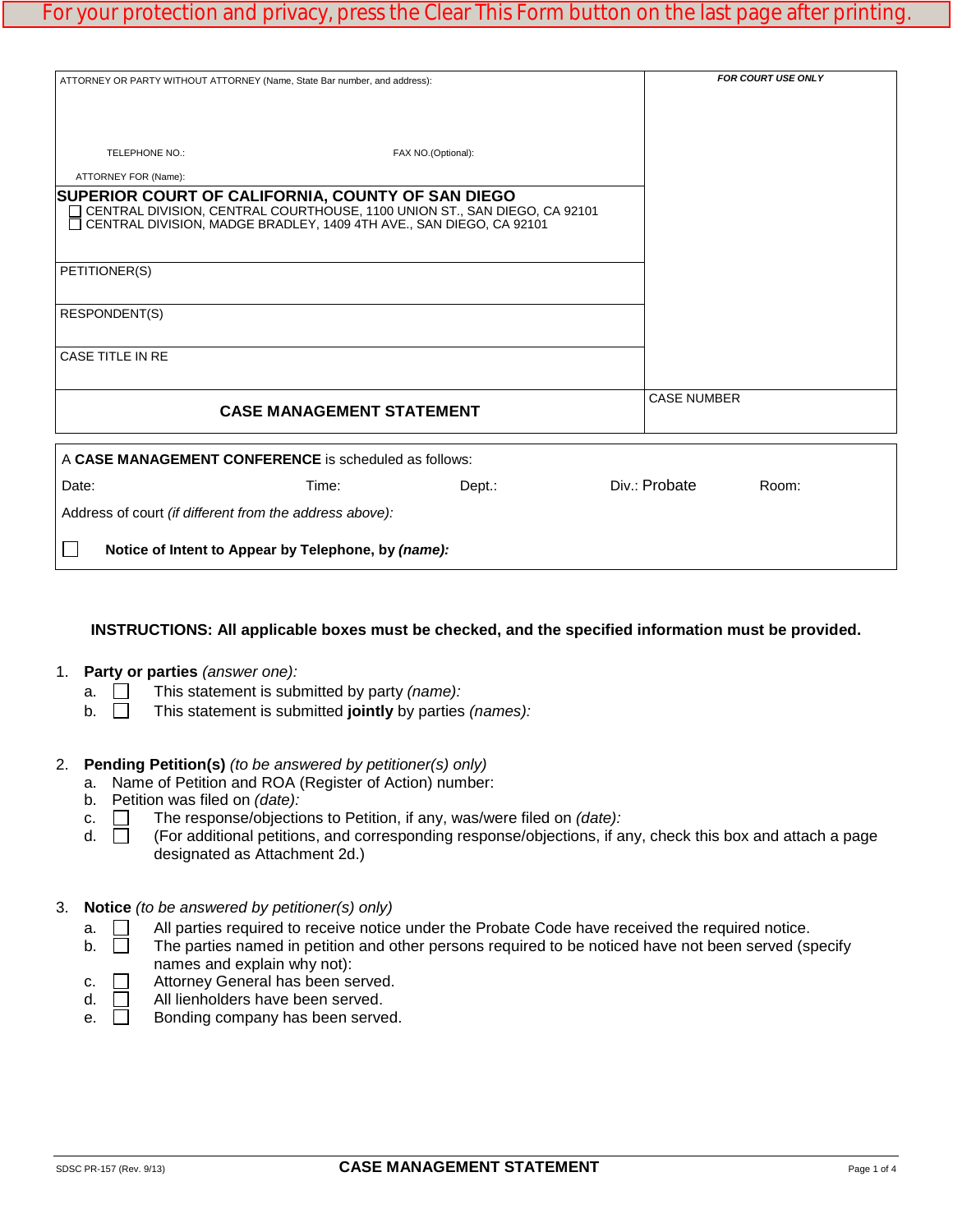For your protection and privacy, press the Clear This Form button on the last page after printing.

| ATTORNEY OR PARTY WITHOUT ATTORNEY (Name, State Bar number, and address): <br><br> TELEPHONE NO.: FAX NO.(Optional): <br> ATTORNEY FOR (Name): | *FOR COURT USE ONLY* |
|---|---|
| **SUPERIOR COURT OF CALIFORNIA, COUNTY OF SAN DIEGO** <br> ☐ CENTRAL DIVISION, CENTRAL COURTHOUSE, 1100 UNION ST., SAN DIEGO, CA 92101 <br> ☐ CENTRAL DIVISION, MADGE BRADLEY, 1409 4TH AVE., SAN DIEGO, CA 92101 | |
| PETITIONER(S) | |
| RESPONDENT(S) | |
| CASE TITLE IN RE | |
| **CASE MANAGEMENT STATEMENT** | CASE NUMBER |

A **CASE MANAGEMENT CONFERENCE** is scheduled as follows:

Date: Time: Dept.: Div.: Probate Room:

Address of court *(if different from the address above)*:

☐ **Notice of Intent to Appear by Telephone, by *(name)*:**

**INSTRUCTIONS: All applicable boxes must be checked, and the specified information must be provided.**

1. **Party or parties** *(answer one)*:
   a. ☐ This statement is submitted by party *(name)*:
   b. ☐ This statement is submitted **jointly** by parties *(names)*:

2. **Pending Petition(s)** *(to be answered by petitioner(s) only)*
   a. Name of Petition and ROA (Register of Action) number:
   b. Petition was filed on *(date)*:
   c. ☐ The response/objections to Petition, if any, was/were filed on *(date)*:
   d. ☐ (For additional petitions, and corresponding response/objections, if any, check this box and attach a page designated as Attachment 2d.)

3. **Notice** *(to be answered by petitioner(s) only)*
   a. ☐ All parties required to receive notice under the Probate Code have received the required notice.
   b. ☐ The parties named in petition and other persons required to be noticed have not been served (specify names and explain why not):
   c. ☐ Attorney General has been served.
   d. ☐ All lienholders have been served.
   e. ☐ Bonding company has been served.

SDSC PR-157 (Rev. 9/13) **CASE MANAGEMENT STATEMENT**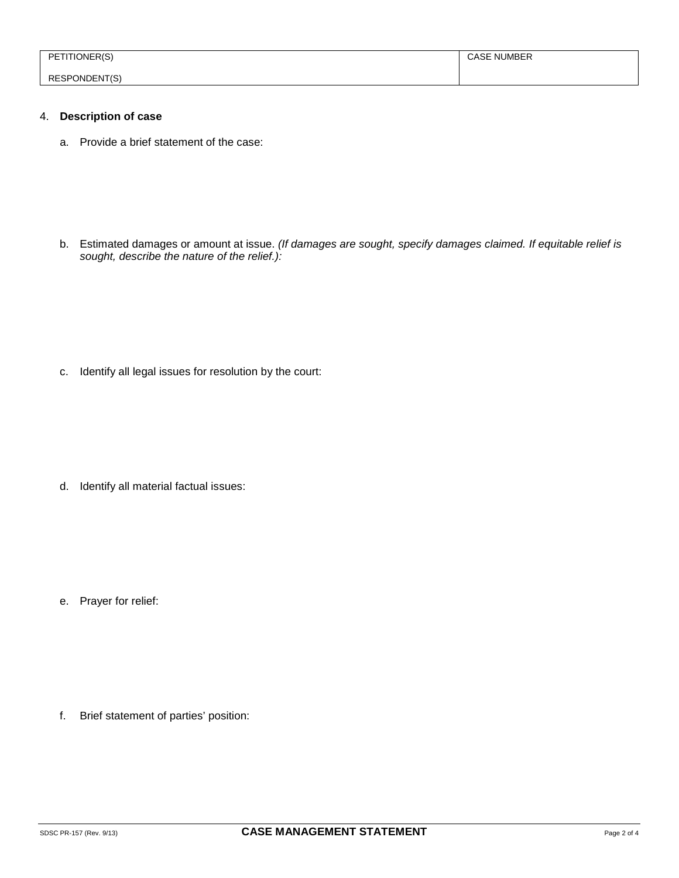| PETITIONER(S) | CASE NUMBER |
| --- | --- |
| RESPONDENT(S) | |

4. **Description of case**

a. Provide a brief statement of the case:

b. Estimated damages or amount at issue. *(If damages are sought, specify damages claimed. If equitable relief is sought, describe the nature of the relief.):*

c. Identify all legal issues for resolution by the court:

d. Identify all material factual issues:

e. Prayer for relief:

f. Brief statement of parties' position:

SDSC PR-157 (Rev. 9/13) **CASE MANAGEMENT STATEMENT**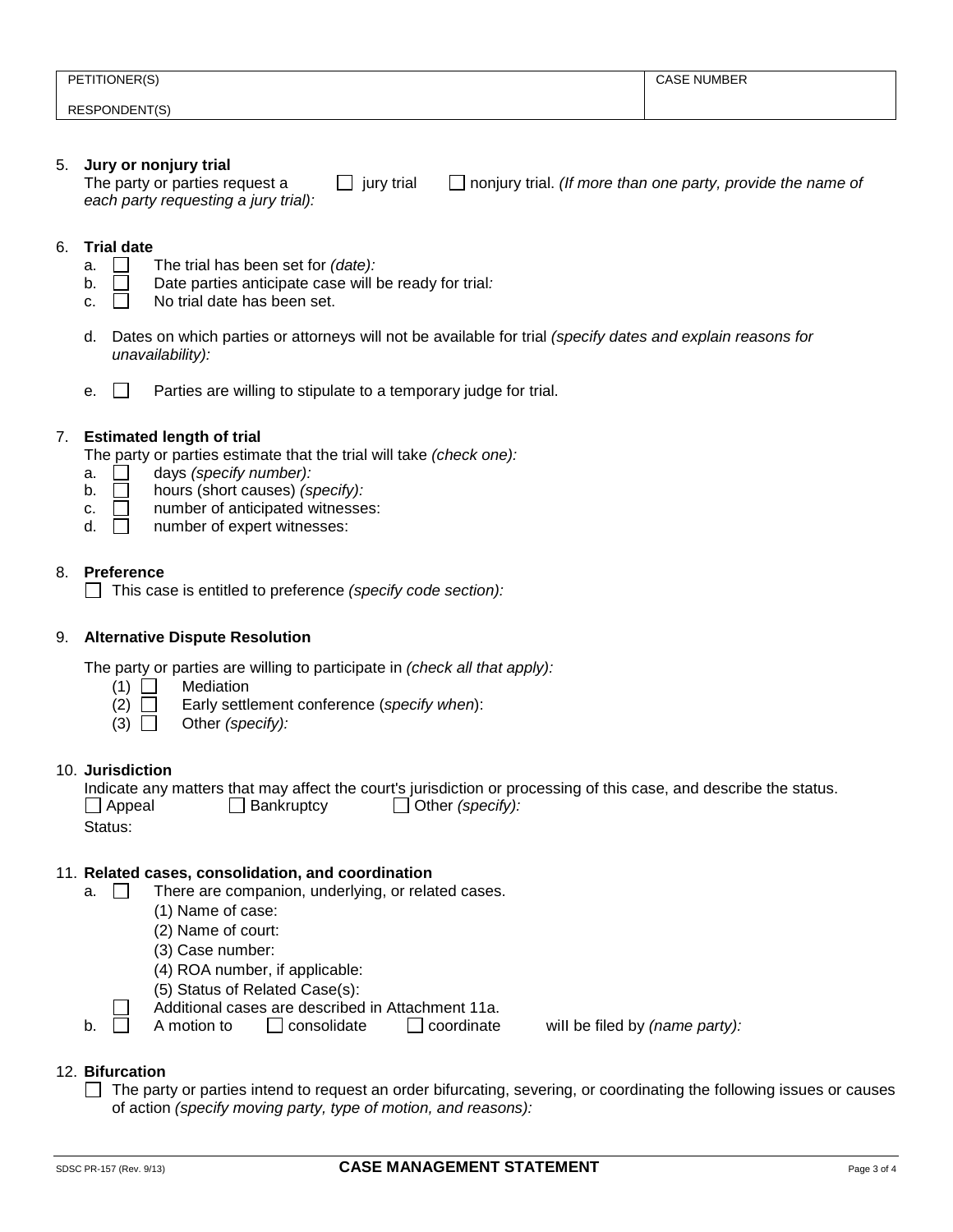| PETITIONER(S) | CASE NUMBER |
|---|---|
| RESPONDENT(S) | |

5. **Jury or nonjury trial**
   The party or parties request a ☐ jury trial ☐ nonjury trial. *(If more than one party, provide the name of each party requesting a jury trial):*

6. **Trial date**
   a. ☐ The trial has been set for *(date):*
   b. ☐ Date parties anticipate case will be ready for trial*:*
   c. ☐ No trial date has been set.

   d. Dates on which parties or attorneys will not be available for trial *(specify dates and explain reasons for unavailability):*

   e. ☐ Parties are willing to stipulate to a temporary judge for trial.

7. **Estimated length of trial**
   The party or parties estimate that the trial will take *(check one):*
   a. ☐ days *(specify number):*
   b. ☐ hours (short causes) *(specify):*
   c. ☐ number of anticipated witnesses:
   d. ☐ number of expert witnesses:

8. **Preference**
   ☐ This case is entitled to preference *(specify code section):*

9. **Alternative Dispute Resolution**

   The party or parties are willing to participate in *(check all that apply):*
   (1) ☐ Mediation
   (2) ☐ Early settlement conference (*specify when*):
   (3) ☐ Other *(specify):*

10. **Jurisdiction**
    Indicate any matters that may affect the court's jurisdiction or processing of this case, and describe the status.
    ☐ Appeal ☐ Bankruptcy ☐ Other *(specify):*
    Status:

11. **Related cases, consolidation, and coordination**
    a. ☐ There are companion, underlying, or related cases.
       (1) Name of case:
       (2) Name of court:
       (3) Case number:
       (4) ROA number, if applicable:
       (5) Status of Related Case(s):
       ☐ Additional cases are described in Attachment 11a.
    b. ☐ A motion to ☐ consolidate ☐ coordinate will be filed by *(name party):*

12. **Bifurcation**
    ☐ The party or parties intend to request an order bifurcating, severing, or coordinating the following issues or causes of action *(specify moving party, type of motion, and reasons):*

SDSC PR-157 (Rev. 9/13) **CASE MANAGEMENT STATEMENT**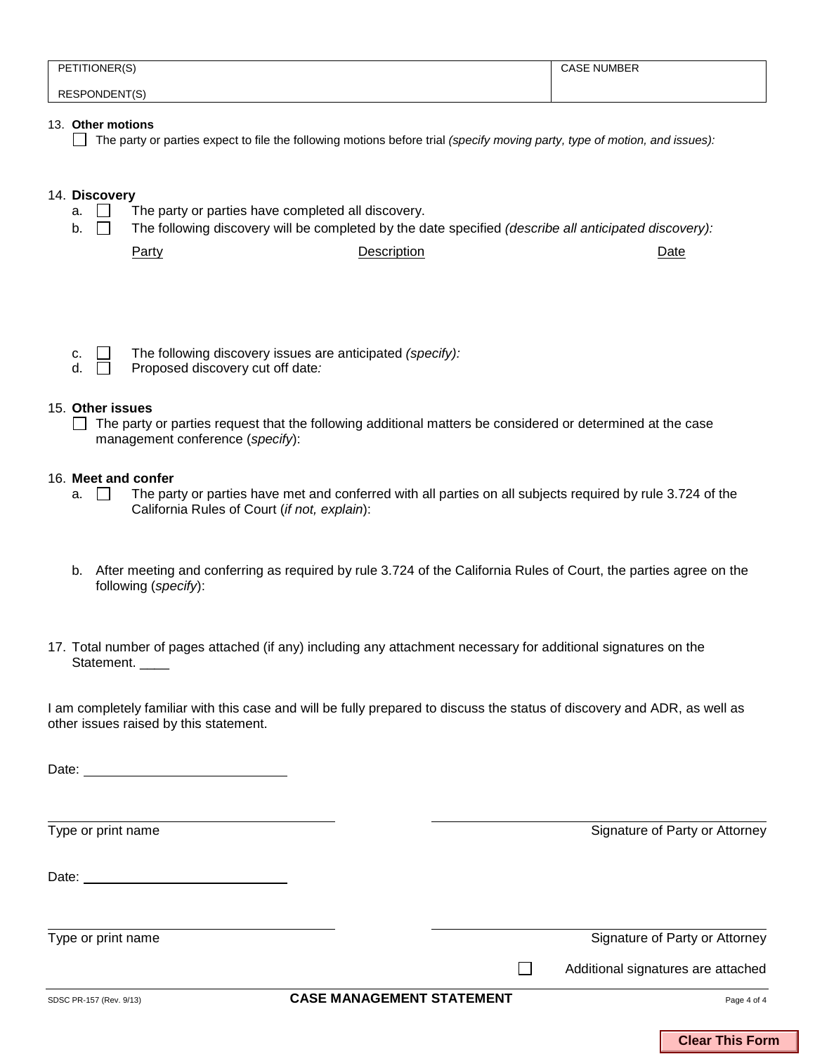| PETITIONER(S) | CASE NUMBER |
| --- | --- |
| RESPONDENT(S) | |

13. **Other motions**

☐ The party or parties expect to file the following motions before trial *(specify moving party, type of motion, and issues):*

14. **Discovery**

a. ☐ The party or parties have completed all discovery.

b. ☐ The following discovery will be completed by the date specified *(describe all anticipated discovery):*

| Party | Description | Date |
| --- | --- | --- |
| | | |

c. ☐ The following discovery issues are anticipated *(specify):*

d. ☐ Proposed discovery cut off date*:*

15. **Other issues**

☐ The party or parties request that the following additional matters be considered or determined at the case management conference (*specify*):

16. **Meet and confer**

a. ☐ The party or parties have met and conferred with all parties on all subjects required by rule 3.724 of the California Rules of Court (*if not, explain*):

b. After meeting and conferring as required by rule 3.724 of the California Rules of Court, the parties agree on the following (*specify*):

17. Total number of pages attached (if any) including any attachment necessary for additional signatures on the Statement. ____

I am completely familiar with this case and will be fully prepared to discuss the status of discovery and ADR, as well as other issues raised by this statement.

Date: ____________________________

______________________________ ______________________________

Type or print name Signature of Party or Attorney

Date: ____________________________

______________________________ ______________________________

Type or print name Signature of Party or Attorney

☐ Additional signatures are attached

SDSC PR-157 (Rev. 9/13) **CASE MANAGEMENT STATEMENT**

**Clear This Form**